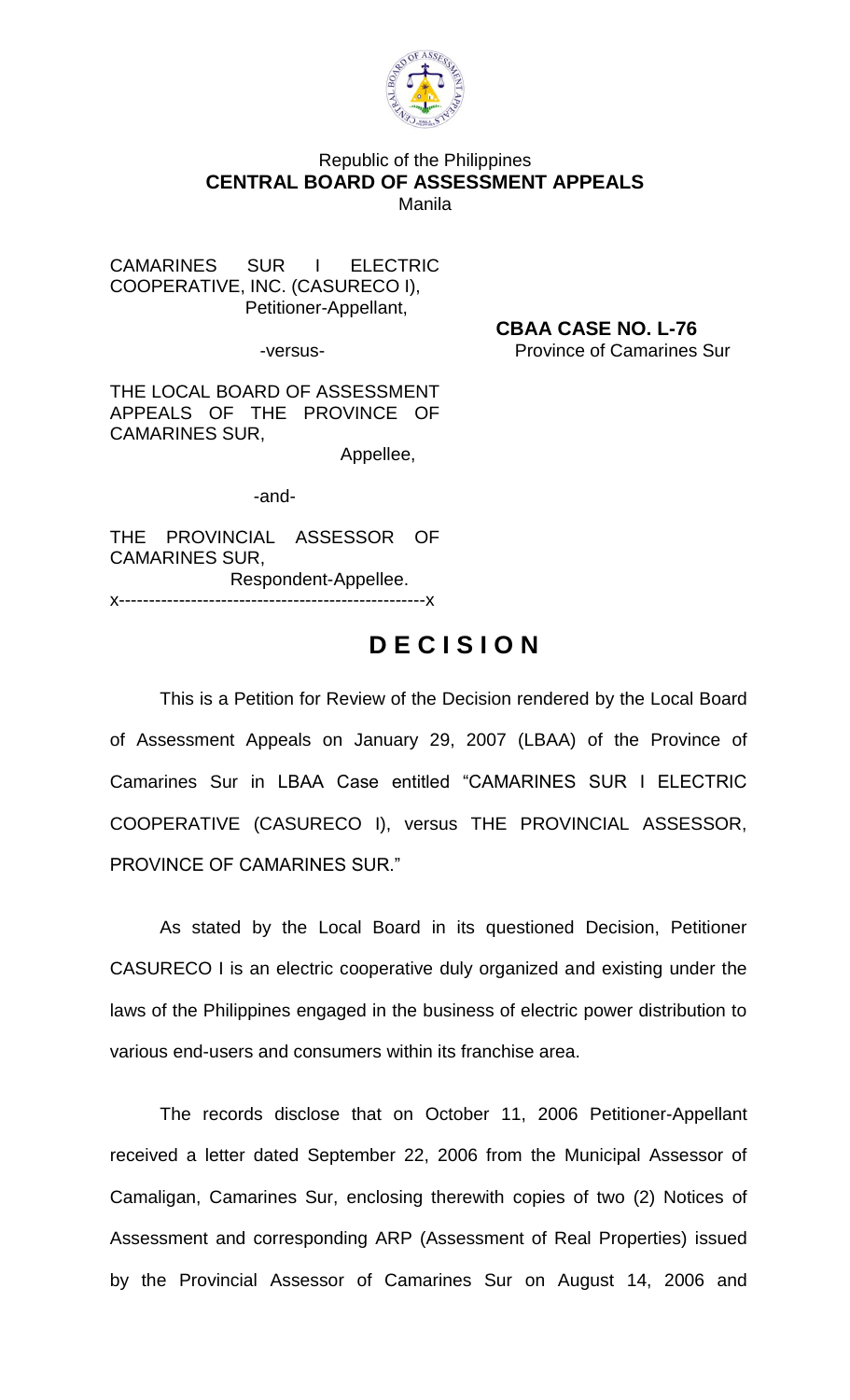Republic of the Philippines
**CENTRAL BOARD OF ASSESSMENT APPEALS**
Manila

CAMARINES SUR I ELECTRIC COOPERATIVE, INC. (CASURECO I),
Petitioner-Appellant,

-versus-

**CBAA CASE NO. L-76**
Province of Camarines Sur

THE LOCAL BOARD OF ASSESSMENT APPEALS OF THE PROVINCE OF CAMARINES SUR,
Appellee,

-and-

THE PROVINCIAL ASSESSOR OF CAMARINES SUR,
Respondent-Appellee.
x---------------------------------------------------x

# DECISION

This is a Petition for Review of the Decision rendered by the Local Board of Assessment Appeals on January 29, 2007 (LBAA) of the Province of Camarines Sur in LBAA Case entitled "CAMARINES SUR I ELECTRIC COOPERATIVE (CASURECO I), versus THE PROVINCIAL ASSESSOR, PROVINCE OF CAMARINES SUR."

As stated by the Local Board in its questioned Decision, Petitioner CASURECO I is an electric cooperative duly organized and existing under the laws of the Philippines engaged in the business of electric power distribution to various end-users and consumers within its franchise area.

The records disclose that on October 11, 2006 Petitioner-Appellant received a letter dated September 22, 2006 from the Municipal Assessor of Camaligan, Camarines Sur, enclosing therewith copies of two (2) Notices of Assessment and corresponding ARP (Assessment of Real Properties) issued by the Provincial Assessor of Camarines Sur on August 14, 2006 and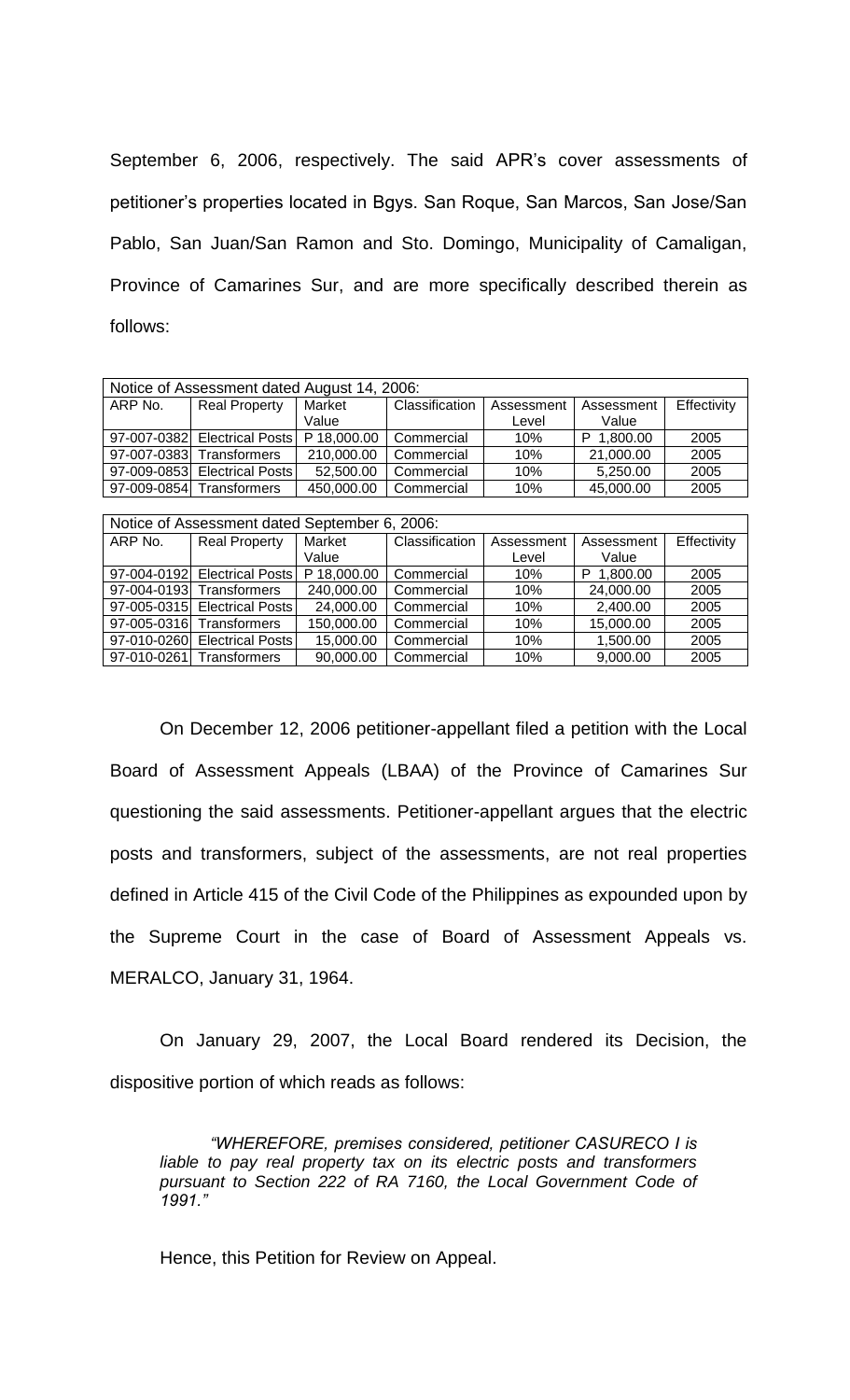September 6, 2006, respectively. The said APR's cover assessments of petitioner's properties located in Bgys. San Roque, San Marcos, San Jose/San Pablo, San Juan/San Ramon and Sto. Domingo, Municipality of Camaligan, Province of Camarines Sur, and are more specifically described therein as follows:

| Notice of Assessment dated August 14, 2006: | | | | | | |
|---|---|---|---|---|---|---|
| ARP No. | Real Property | Market Value | Classification | Assessment Level | Assessment Value | Effectivity |
| 97-007-0382 | Electrical Posts | P 18,000.00 | Commercial | 10% | P 1,800.00 | 2005 |
| 97-007-0383 | Transformers | 210,000.00 | Commercial | 10% | 21,000.00 | 2005 |
| 97-009-0853 | Electrical Posts | 52,500.00 | Commercial | 10% | 5,250.00 | 2005 |
| 97-009-0854 | Transformers | 450,000.00 | Commercial | 10% | 45,000.00 | 2005 |

| Notice of Assessment dated September 6, 2006: | | | | | | |
|---|---|---|---|---|---|---|
| ARP No. | Real Property | Market Value | Classification | Assessment Level | Assessment Value | Effectivity |
| 97-004-0192 | Electrical Posts | P 18,000.00 | Commercial | 10% | P 1,800.00 | 2005 |
| 97-004-0193 | Transformers | 240,000.00 | Commercial | 10% | 24,000.00 | 2005 |
| 97-005-0315 | Electrical Posts | 24,000.00 | Commercial | 10% | 2,400.00 | 2005 |
| 97-005-0316 | Transformers | 150,000.00 | Commercial | 10% | 15,000.00 | 2005 |
| 97-010-0260 | Electrical Posts | 15,000.00 | Commercial | 10% | 1,500.00 | 2005 |
| 97-010-0261 | Transformers | 90,000.00 | Commercial | 10% | 9,000.00 | 2005 |

On December 12, 2006 petitioner-appellant filed a petition with the Local Board of Assessment Appeals (LBAA) of the Province of Camarines Sur questioning the said assessments. Petitioner-appellant argues that the electric posts and transformers, subject of the assessments, are not real properties defined in Article 415 of the Civil Code of the Philippines as expounded upon by the Supreme Court in the case of Board of Assessment Appeals vs. MERALCO, January 31, 1964.

On January 29, 2007, the Local Board rendered its Decision, the dispositive portion of which reads as follows:

> *"WHEREFORE, premises considered, petitioner CASURECO I is liable to pay real property tax on its electric posts and transformers pursuant to Section 222 of RA 7160, the Local Government Code of 1991."*

Hence, this Petition for Review on Appeal.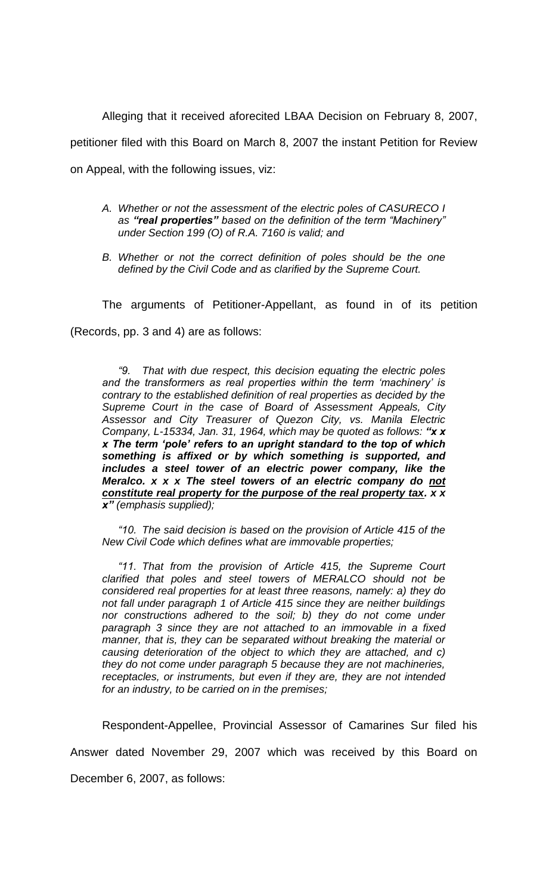Alleging that it received aforecited LBAA Decision on February 8, 2007, petitioner filed with this Board on March 8, 2007 the instant Petition for Review on Appeal, with the following issues, viz:

> A. *Whether or not the assessment of the electric poles of CASURECO I as **"real properties"** based on the definition of the term "Machinery" under Section 199 (O) of R.A. 7160 is valid; and*
>
> B. *Whether or not the correct definition of poles should be the one defined by the Civil Code and as clarified by the Supreme Court.*

The arguments of Petitioner-Appellant, as found in of its petition (Records, pp. 3 and 4) are as follows:

> *"9. That with due respect, this decision equating the electric poles and the transformers as real properties within the term 'machinery' is contrary to the established definition of real properties as decided by the Supreme Court in the case of Board of Assessment Appeals, City Assessor and City Treasurer of Quezon City, vs. Manila Electric Company, L-15334, Jan. 31, 1964, which may be quoted as follows: **"x x x The term 'pole' refers to an upright standard to the top of which something is affixed or by which something is supported, and includes a steel tower of an electric power company, like the Meralco. x x x The steel towers of an electric company do <u>not constitute real property for the purpose of the real property tax</u>. x x x"** (emphasis supplied);*
>
> *"10. The said decision is based on the provision of Article 415 of the New Civil Code which defines what are immovable properties;*
>
> *"11. That from the provision of Article 415, the Supreme Court clarified that poles and steel towers of MERALCO should not be considered real properties for at least three reasons, namely: a) they do not fall under paragraph 1 of Article 415 since they are neither buildings nor constructions adhered to the soil; b) they do not come under paragraph 3 since they are not attached to an immovable in a fixed manner, that is, they can be separated without breaking the material or causing deterioration of the object to which they are attached, and c) they do not come under paragraph 5 because they are not machineries, receptacles, or instruments, but even if they are, they are not intended for an industry, to be carried on in the premises;*

Respondent-Appellee, Provincial Assessor of Camarines Sur filed his Answer dated November 29, 2007 which was received by this Board on December 6, 2007, as follows: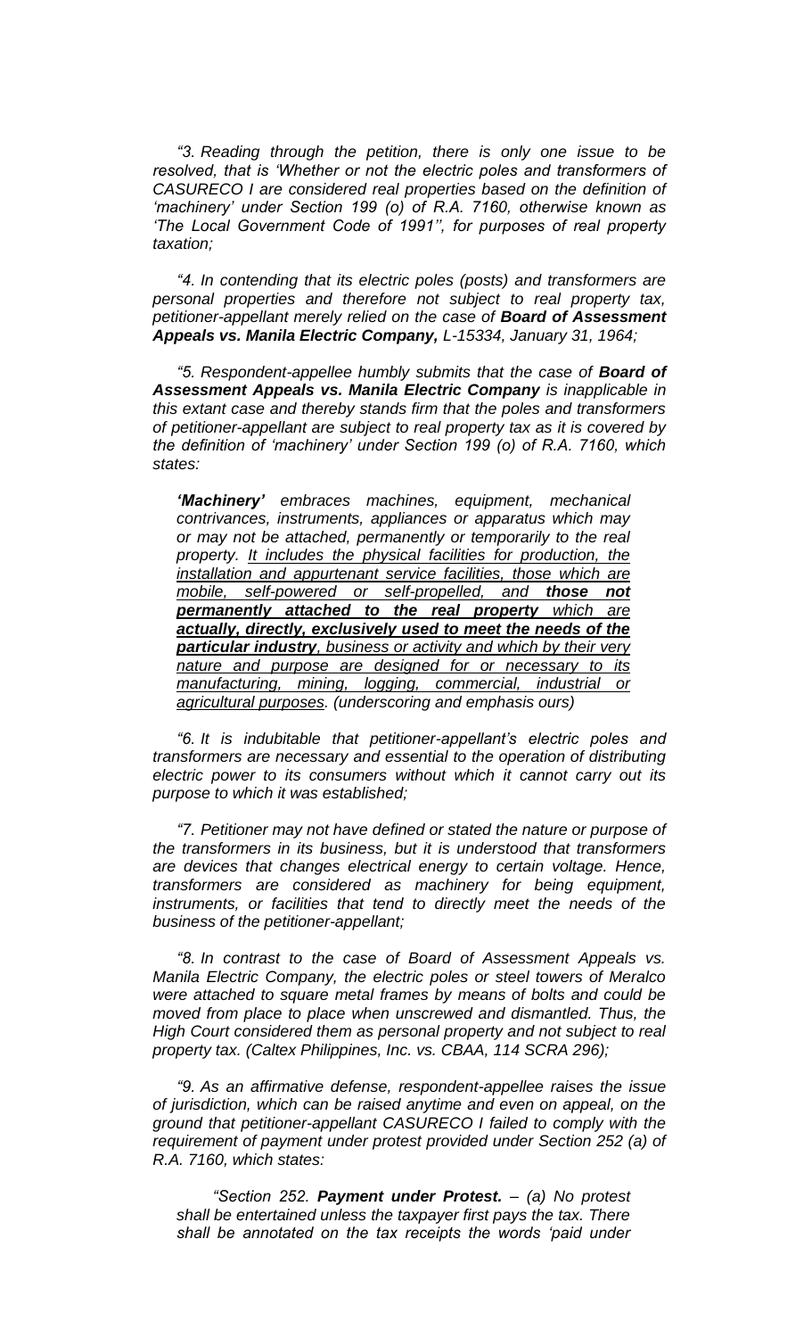*"3. Reading through the petition, there is only one issue to be resolved, that is 'Whether or not the electric poles and transformers of CASURECO I are considered real properties based on the definition of 'machinery' under Section 199 (o) of R.A. 7160, otherwise known as 'The Local Government Code of 1991'', for purposes of real property taxation;*

*"4. In contending that its electric poles (posts) and transformers are personal properties and therefore not subject to real property tax, petitioner-appellant merely relied on the case of **Board of Assessment Appeals vs. Manila Electric Company**, L-15334, January 31, 1964;*

*"5. Respondent-appellee humbly submits that the case of **Board of Assessment Appeals vs. Manila Electric Company** is inapplicable in this extant case and thereby stands firm that the poles and transformers of petitioner-appellant are subject to real property tax as it is covered by the definition of 'machinery' under Section 199 (o) of R.A. 7160, which states:*

> ***'Machinery'** embraces machines, equipment, mechanical contrivances, instruments, appliances or apparatus which may or may not be attached, permanently or temporarily to the real property. <u>It includes the physical facilities for production, the installation and appurtenant service facilities, those which are mobile, self-powered or self-propelled, and **those not permanently attached to the real property** which are **actually, directly, exclusively used to meet the needs of the particular industry**, business or activity and which by their very nature and purpose are designed for or necessary to its manufacturing, mining, logging, commercial, industrial or agricultural purposes.</u> (underscoring and emphasis ours)*

*"6. It is indubitable that petitioner-appellant's electric poles and transformers are necessary and essential to the operation of distributing electric power to its consumers without which it cannot carry out its purpose to which it was established;*

*"7. Petitioner may not have defined or stated the nature or purpose of the transformers in its business, but it is understood that transformers are devices that changes electrical energy to certain voltage. Hence, transformers are considered as machinery for being equipment, instruments, or facilities that tend to directly meet the needs of the business of the petitioner-appellant;*

*"8. In contrast to the case of Board of Assessment Appeals vs. Manila Electric Company, the electric poles or steel towers of Meralco were attached to square metal frames by means of bolts and could be moved from place to place when unscrewed and dismantled. Thus, the High Court considered them as personal property and not subject to real property tax. (Caltex Philippines, Inc. vs. CBAA, 114 SCRA 296);*

*"9. As an affirmative defense, respondent-appellee raises the issue of jurisdiction, which can be raised anytime and even on appeal, on the ground that petitioner-appellant CASURECO I failed to comply with the requirement of payment under protest provided under Section 252 (a) of R.A. 7160, which states:*

> *"Section 252. **Payment under Protest.** – (a) No protest shall be entertained unless the taxpayer first pays the tax. There shall be annotated on the tax receipts the words 'paid under*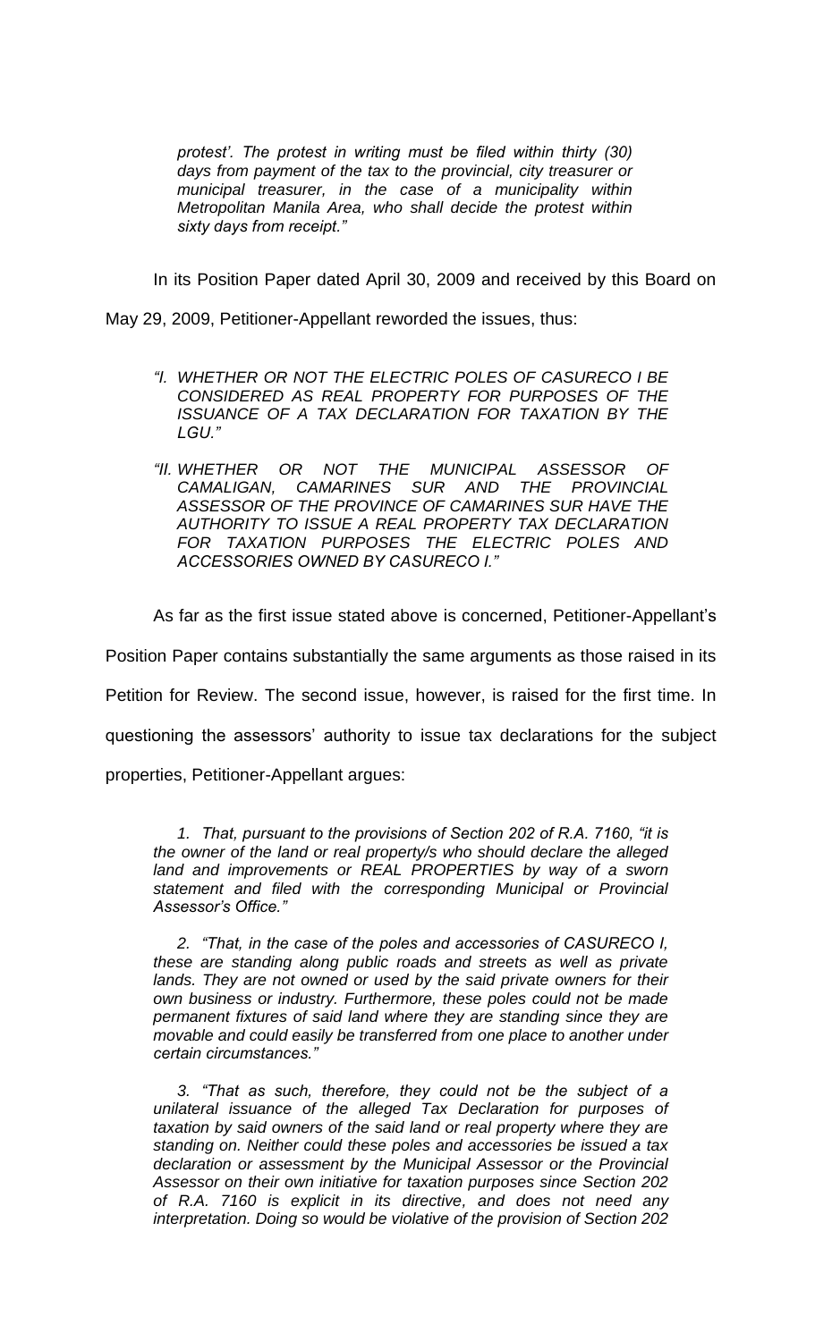*protest'. The protest in writing must be filed within thirty (30) days from payment of the tax to the provincial, city treasurer or municipal treasurer, in the case of a municipality within Metropolitan Manila Area, who shall decide the protest within sixty days from receipt."*

In its Position Paper dated April 30, 2009 and received by this Board on May 29, 2009, Petitioner-Appellant reworded the issues, thus:

> *"I. WHETHER OR NOT THE ELECTRIC POLES OF CASURECO I BE CONSIDERED AS REAL PROPERTY FOR PURPOSES OF THE ISSUANCE OF A TAX DECLARATION FOR TAXATION BY THE LGU."*
>
> *"II. WHETHER OR NOT THE MUNICIPAL ASSESSOR OF CAMALIGAN, CAMARINES SUR AND THE PROVINCIAL ASSESSOR OF THE PROVINCE OF CAMARINES SUR HAVE THE AUTHORITY TO ISSUE A REAL PROPERTY TAX DECLARATION FOR TAXATION PURPOSES THE ELECTRIC POLES AND ACCESSORIES OWNED BY CASURECO I."*

As far as the first issue stated above is concerned, Petitioner-Appellant's Position Paper contains substantially the same arguments as those raised in its Petition for Review. The second issue, however, is raised for the first time. In questioning the assessors' authority to issue tax declarations for the subject properties, Petitioner-Appellant argues:

> *1. That, pursuant to the provisions of Section 202 of R.A. 7160, "it is the owner of the land or real property/s who should declare the alleged land and improvements or REAL PROPERTIES by way of a sworn statement and filed with the corresponding Municipal or Provincial Assessor's Office."*
>
> *2. "That, in the case of the poles and accessories of CASURECO I, these are standing along public roads and streets as well as private lands. They are not owned or used by the said private owners for their own business or industry. Furthermore, these poles could not be made permanent fixtures of said land where they are standing since they are movable and could easily be transferred from one place to another under certain circumstances."*
>
> *3. "That as such, therefore, they could not be the subject of a unilateral issuance of the alleged Tax Declaration for purposes of taxation by said owners of the said land or real property where they are standing on. Neither could these poles and accessories be issued a tax declaration or assessment by the Municipal Assessor or the Provincial Assessor on their own initiative for taxation purposes since Section 202 of R.A. 7160 is explicit in its directive, and does not need any interpretation. Doing so would be violative of the provision of Section 202*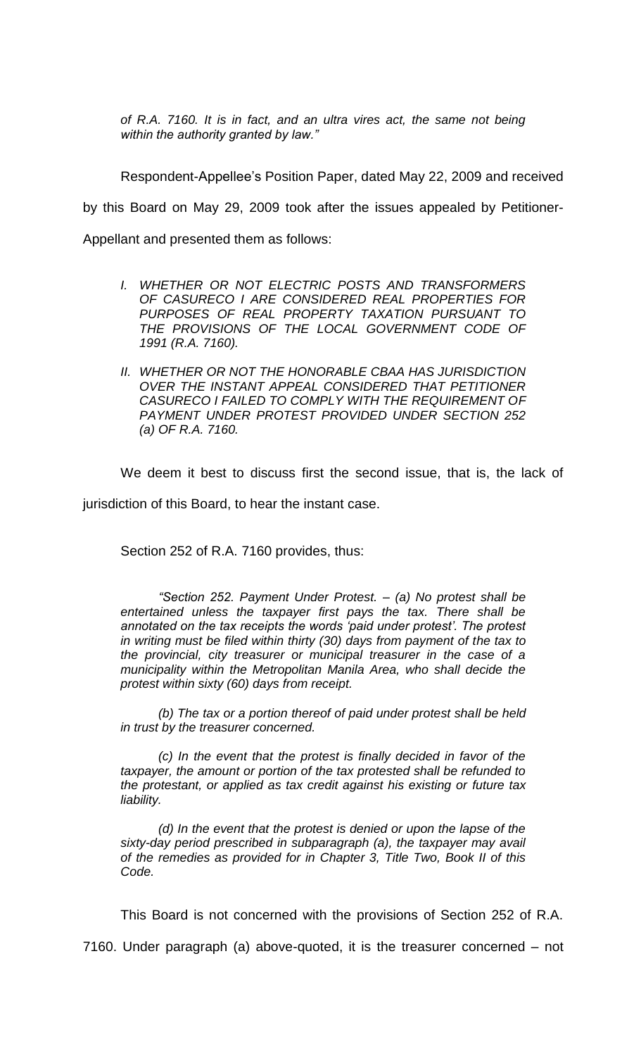*of R.A. 7160. It is in fact, and an ultra vires act, the same not being within the authority granted by law."*

Respondent-Appellee's Position Paper, dated May 22, 2009 and received by this Board on May 29, 2009 took after the issues appealed by Petitioner-Appellant and presented them as follows:

> *I. WHETHER OR NOT ELECTRIC POSTS AND TRANSFORMERS OF CASURECO I ARE CONSIDERED REAL PROPERTIES FOR PURPOSES OF REAL PROPERTY TAXATION PURSUANT TO THE PROVISIONS OF THE LOCAL GOVERNMENT CODE OF 1991 (R.A. 7160).*
>
> *II. WHETHER OR NOT THE HONORABLE CBAA HAS JURISDICTION OVER THE INSTANT APPEAL CONSIDERED THAT PETITIONER CASURECO I FAILED TO COMPLY WITH THE REQUIREMENT OF PAYMENT UNDER PROTEST PROVIDED UNDER SECTION 252 (a) OF R.A. 7160.*

We deem it best to discuss first the second issue, that is, the lack of jurisdiction of this Board, to hear the instant case.

Section 252 of R.A. 7160 provides, thus:

> *"Section 252. Payment Under Protest. – (a) No protest shall be entertained unless the taxpayer first pays the tax. There shall be annotated on the tax receipts the words 'paid under protest'. The protest in writing must be filed within thirty (30) days from payment of the tax to the provincial, city treasurer or municipal treasurer in the case of a municipality within the Metropolitan Manila Area, who shall decide the protest within sixty (60) days from receipt.*
>
> *(b) The tax or a portion thereof of paid under protest shall be held in trust by the treasurer concerned.*
>
> *(c) In the event that the protest is finally decided in favor of the taxpayer, the amount or portion of the tax protested shall be refunded to the protestant, or applied as tax credit against his existing or future tax liability.*
>
> *(d) In the event that the protest is denied or upon the lapse of the sixty-day period prescribed in subparagraph (a), the taxpayer may avail of the remedies as provided for in Chapter 3, Title Two, Book II of this Code.*

This Board is not concerned with the provisions of Section 252 of R.A. 7160. Under paragraph (a) above-quoted, it is the treasurer concerned – not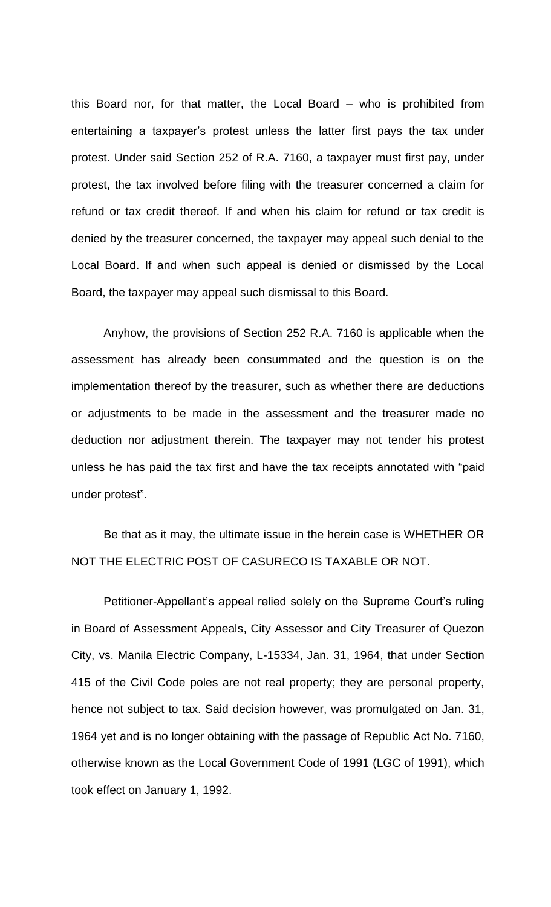this Board nor, for that matter, the Local Board – who is prohibited from entertaining a taxpayer's protest unless the latter first pays the tax under protest. Under said Section 252 of R.A. 7160, a taxpayer must first pay, under protest, the tax involved before filing with the treasurer concerned a claim for refund or tax credit thereof. If and when his claim for refund or tax credit is denied by the treasurer concerned, the taxpayer may appeal such denial to the Local Board. If and when such appeal is denied or dismissed by the Local Board, the taxpayer may appeal such dismissal to this Board.

Anyhow, the provisions of Section 252 R.A. 7160 is applicable when the assessment has already been consummated and the question is on the implementation thereof by the treasurer, such as whether there are deductions or adjustments to be made in the assessment and the treasurer made no deduction nor adjustment therein. The taxpayer may not tender his protest unless he has paid the tax first and have the tax receipts annotated with "paid under protest".

Be that as it may, the ultimate issue in the herein case is WHETHER OR NOT THE ELECTRIC POST OF CASURECO IS TAXABLE OR NOT.

Petitioner-Appellant's appeal relied solely on the Supreme Court's ruling in Board of Assessment Appeals, City Assessor and City Treasurer of Quezon City, vs. Manila Electric Company, L-15334, Jan. 31, 1964, that under Section 415 of the Civil Code poles are not real property; they are personal property, hence not subject to tax. Said decision however, was promulgated on Jan. 31, 1964 yet and is no longer obtaining with the passage of Republic Act No. 7160, otherwise known as the Local Government Code of 1991 (LGC of 1991), which took effect on January 1, 1992.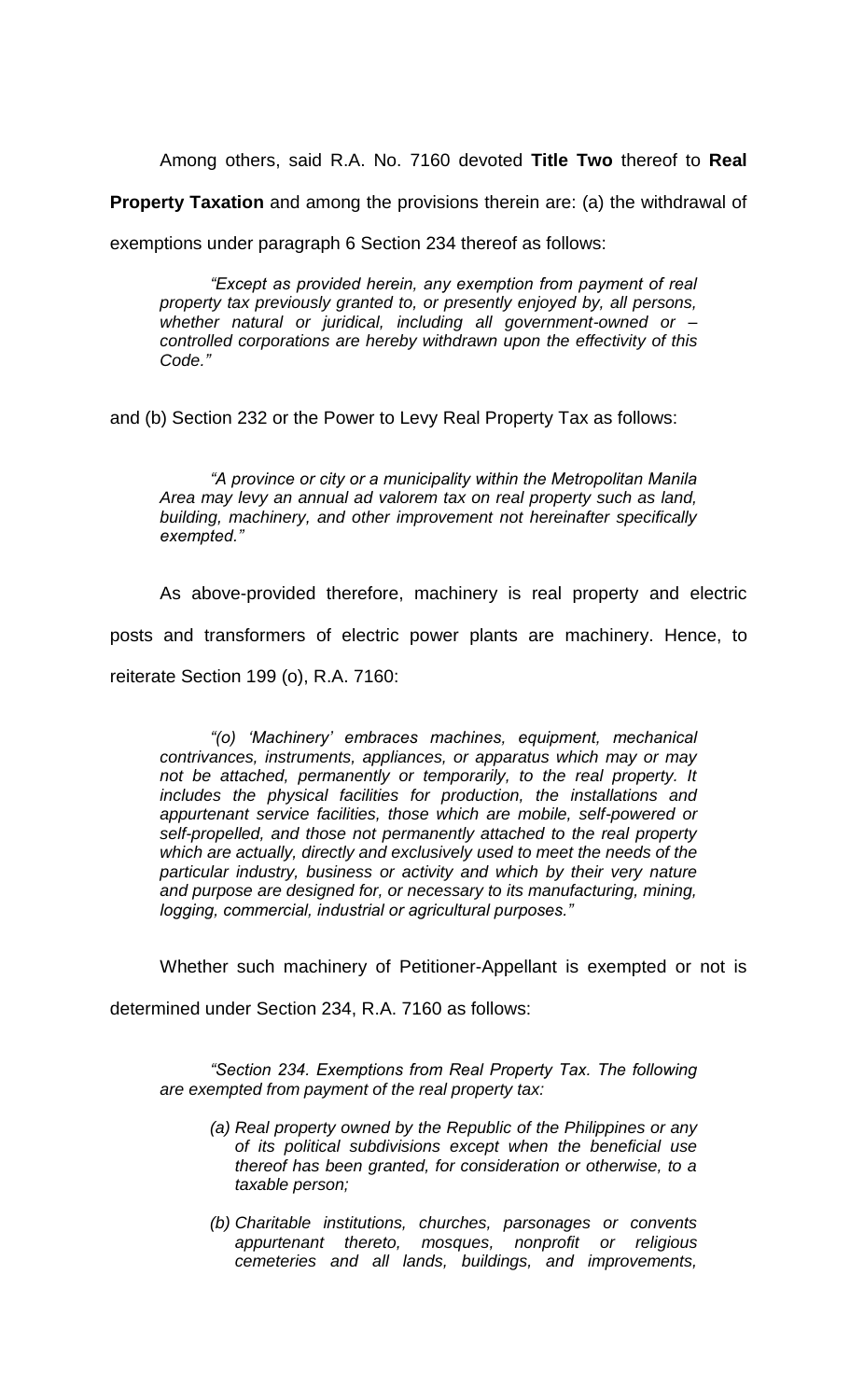Among others, said R.A. No. 7160 devoted **Title Two** thereof to **Real Property Taxation** and among the provisions therein are: (a) the withdrawal of exemptions under paragraph 6 Section 234 thereof as follows:

> *"Except as provided herein, any exemption from payment of real property tax previously granted to, or presently enjoyed by, all persons, whether natural or juridical, including all government-owned or – controlled corporations are hereby withdrawn upon the effectivity of this Code."*

and (b) Section 232 or the Power to Levy Real Property Tax as follows:

> *"A province or city or a municipality within the Metropolitan Manila Area may levy an annual ad valorem tax on real property such as land, building, machinery, and other improvement not hereinafter specifically exempted."*

As above-provided therefore, machinery is real property and electric posts and transformers of electric power plants are machinery. Hence, to reiterate Section 199 (o), R.A. 7160:

> *"(o) 'Machinery' embraces machines, equipment, mechanical contrivances, instruments, appliances, or apparatus which may or may not be attached, permanently or temporarily, to the real property. It includes the physical facilities for production, the installations and appurtenant service facilities, those which are mobile, self-powered or self-propelled, and those not permanently attached to the real property which are actually, directly and exclusively used to meet the needs of the particular industry, business or activity and which by their very nature and purpose are designed for, or necessary to its manufacturing, mining, logging, commercial, industrial or agricultural purposes."*

Whether such machinery of Petitioner-Appellant is exempted or not is determined under Section 234, R.A. 7160 as follows:

> *"Section 234. Exemptions from Real Property Tax. The following are exempted from payment of the real property tax:*
>
> *(a) Real property owned by the Republic of the Philippines or any of its political subdivisions except when the beneficial use thereof has been granted, for consideration or otherwise, to a taxable person;*
>
> *(b) Charitable institutions, churches, parsonages or convents appurtenant thereto, mosques, nonprofit or religious cemeteries and all lands, buildings, and improvements,*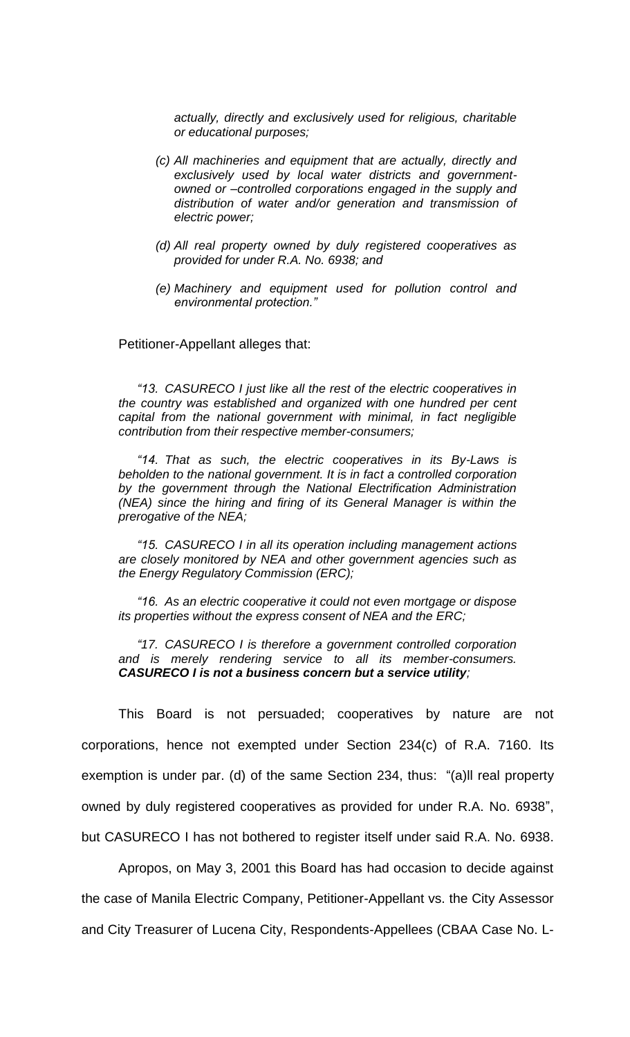*actually, directly and exclusively used for religious, charitable or educational purposes;*

*(c) All machineries and equipment that are actually, directly and exclusively used by local water districts and government-owned or –controlled corporations engaged in the supply and distribution of water and/or generation and transmission of electric power;*

*(d) All real property owned by duly registered cooperatives as provided for under R.A. No. 6938; and*

*(e) Machinery and equipment used for pollution control and environmental protection."*

Petitioner-Appellant alleges that:

*"13. CASURECO I just like all the rest of the electric cooperatives in the country was established and organized with one hundred per cent capital from the national government with minimal, in fact negligible contribution from their respective member-consumers;*

*"14. That as such, the electric cooperatives in its By-Laws is beholden to the national government. It is in fact a controlled corporation by the government through the National Electrification Administration (NEA) since the hiring and firing of its General Manager is within the prerogative of the NEA;*

*"15. CASURECO I in all its operation including management actions are closely monitored by NEA and other government agencies such as the Energy Regulatory Commission (ERC);*

*"16. As an electric cooperative it could not even mortgage or dispose its properties without the express consent of NEA and the ERC;*

*"17. CASURECO I is therefore a government controlled corporation and is merely rendering service to all its member-consumers.* ***CASURECO I is not a business concern but a service utility****;*

This Board is not persuaded; cooperatives by nature are not corporations, hence not exempted under Section 234(c) of R.A. 7160. Its exemption is under par. (d) of the same Section 234, thus: "(a)ll real property owned by duly registered cooperatives as provided for under R.A. No. 6938", but CASURECO I has not bothered to register itself under said R.A. No. 6938.

Apropos, on May 3, 2001 this Board has had occasion to decide against the case of Manila Electric Company, Petitioner-Appellant vs. the City Assessor and City Treasurer of Lucena City, Respondents-Appellees (CBAA Case No. L-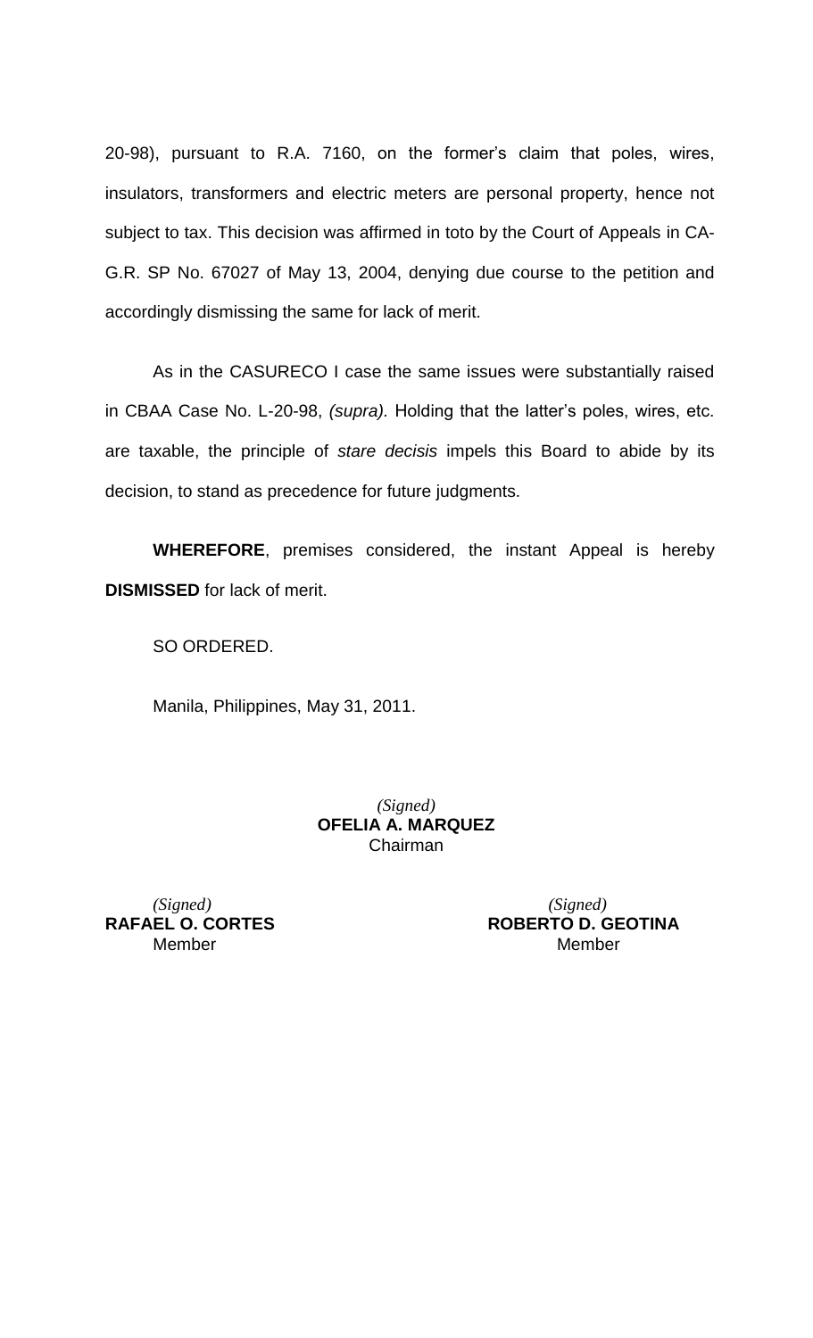20-98), pursuant to R.A. 7160, on the former's claim that poles, wires, insulators, transformers and electric meters are personal property, hence not subject to tax. This decision was affirmed in toto by the Court of Appeals in CA-G.R. SP No. 67027 of May 13, 2004, denying due course to the petition and accordingly dismissing the same for lack of merit.

As in the CASURECO I case the same issues were substantially raised in CBAA Case No. L-20-98, *(supra).* Holding that the latter's poles, wires, etc. are taxable, the principle of *stare decisis* impels this Board to abide by its decision, to stand as precedence for future judgments.

**WHEREFORE**, premises considered, the instant Appeal is hereby **DISMISSED** for lack of merit.

SO ORDERED.

Manila, Philippines, May 31, 2011.

*(Signed)*
**OFELIA A. MARQUEZ**
Chairman

*(Signed)*
**RAFAEL O. CORTES**
Member

*(Signed)*
**ROBERTO D. GEOTINA**
Member